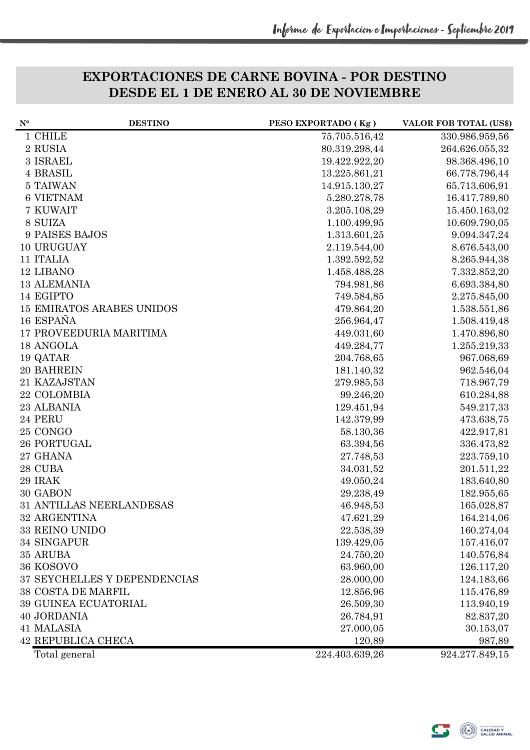## EXPORTACIONES DE CARNE BOVINA - POR DESTINO
## DESDE EL 1 DE ENERO AL 30 DE NOVIEMBRE

| N° | DESTINO | PESO EXPORTADO ( Kg ) | VALOR FOB TOTAL (US$) |
|---|---|---|---|
| 1 | CHILE | 75.705.516,42 | 330.986.959,56 |
| 2 | RUSIA | 80.319.298,44 | 264.626.055,32 |
| 3 | ISRAEL | 19.422.922,20 | 98.368.496,10 |
| 4 | BRASIL | 13.225.861,21 | 66.778.796,44 |
| 5 | TAIWAN | 14.915.130,27 | 65.713.606,91 |
| 6 | VIETNAM | 5.280.278,78 | 16.417.789,80 |
| 7 | KUWAIT | 3.205.108,29 | 15.450.163,02 |
| 8 | SUIZA | 1.100.499,95 | 10.609.790,05 |
| 9 | PAISES BAJOS | 1.313.601,25 | 9.094.347,24 |
| 10 | URUGUAY | 2.119.544,00 | 8.676.543,00 |
| 11 | ITALIA | 1.392.592,52 | 8.265.944,38 |
| 12 | LIBANO | 1.458.488,28 | 7.332.852,20 |
| 13 | ALEMANIA | 794.981,86 | 6.693.384,80 |
| 14 | EGIPTO | 749.584,85 | 2.275.845,00 |
| 15 | EMIRATOS ARABES UNIDOS | 479.864,20 | 1.538.551,86 |
| 16 | ESPAÑA | 256.964,47 | 1.508.419,48 |
| 17 | PROVEEDURIA MARITIMA | 449.031,60 | 1.470.896,80 |
| 18 | ANGOLA | 449.284,77 | 1.255.219,33 |
| 19 | QATAR | 204.768,65 | 967.068,69 |
| 20 | BAHREIN | 181.140,32 | 962.546,04 |
| 21 | KAZAJSTAN | 279.985,53 | 718.967,79 |
| 22 | COLOMBIA | 99.246,20 | 610.284,88 |
| 23 | ALBANIA | 129.451,94 | 549.217,33 |
| 24 | PERU | 142.379,99 | 473.638,75 |
| 25 | CONGO | 58.130,36 | 422.917,81 |
| 26 | PORTUGAL | 63.394,56 | 336.473,82 |
| 27 | GHANA | 27.748,53 | 223.759,10 |
| 28 | CUBA | 34.031,52 | 201.511,22 |
| 29 | IRAK | 49.050,24 | 183.640,80 |
| 30 | GABON | 29.238,49 | 182.955,65 |
| 31 | ANTILLAS NEERLANDESAS | 46.948,53 | 165.028,87 |
| 32 | ARGENTINA | 47.621,29 | 164.214,06 |
| 33 | REINO UNIDO | 22.538,39 | 160.274,04 |
| 34 | SINGAPUR | 139.429,05 | 157.416,07 |
| 35 | ARUBA | 24.750,20 | 140.576,84 |
| 36 | KOSOVO | 63.960,00 | 126.117,20 |
| 37 | SEYCHELLES Y DEPENDENCIAS | 28.000,00 | 124.183,66 |
| 38 | COSTA DE MARFIL | 12.856,96 | 115.476,89 |
| 39 | GUINEA ECUATORIAL | 26.509,30 | 113.940,19 |
| 40 | JORDANIA | 26.784,91 | 82.837,20 |
| 41 | MALASIA | 27.000,05 | 30.153,07 |
| 42 | REPUBLICA CHECA | 120,89 | 987,89 |
| | Total general | 224.403.639,26 | 924.277.849,15 |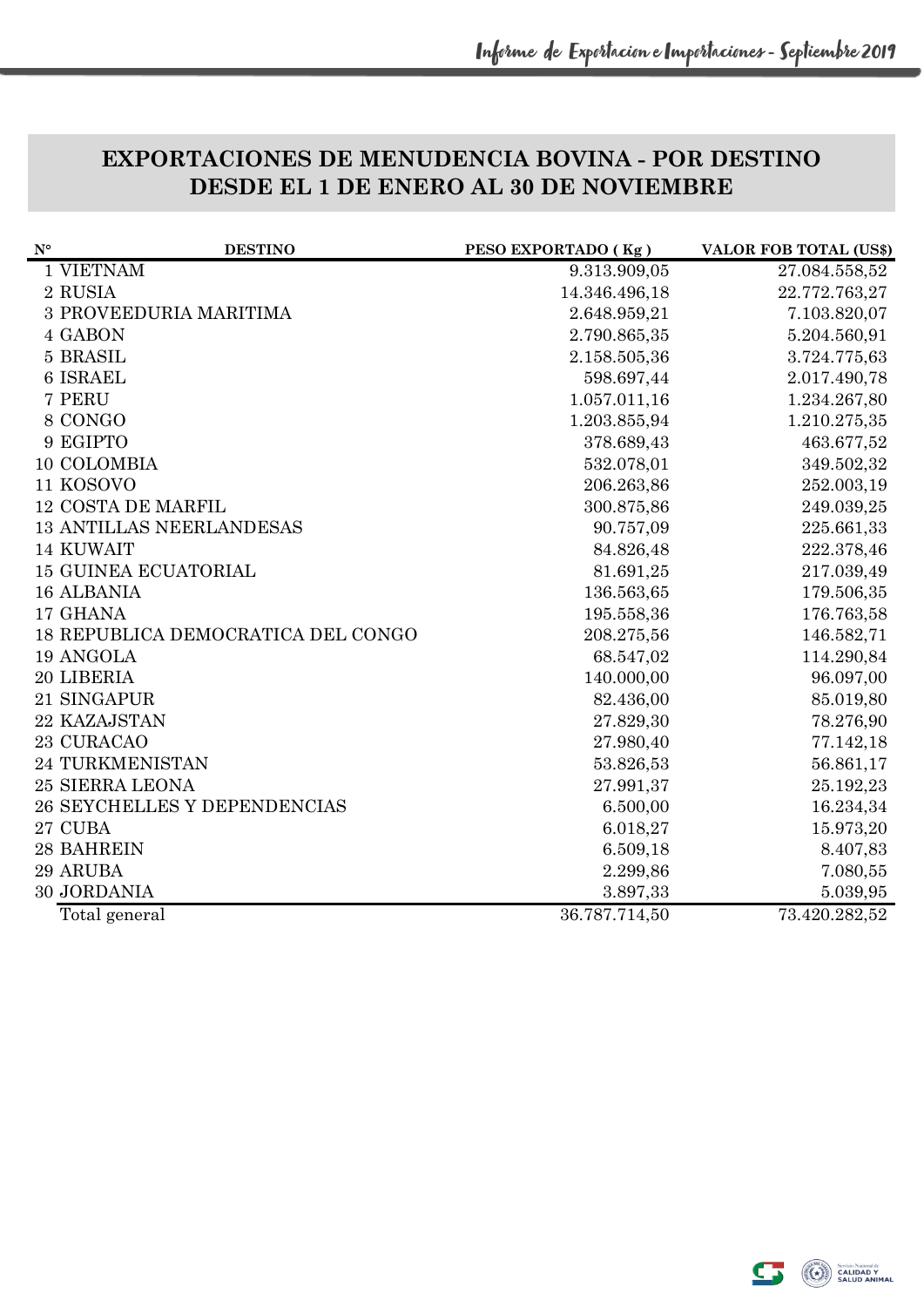## EXPORTACIONES DE MENUDENCIA BOVINA - POR DESTINO
## DESDE EL 1 DE ENERO AL 30 DE NOVIEMBRE

| N° | DESTINO | PESO EXPORTADO ( Kg ) | VALOR FOB TOTAL (US$) |
|---|---|---|---|
| 1 | VIETNAM | 9.313.909,05 | 27.084.558,52 |
| 2 | RUSIA | 14.346.496,18 | 22.772.763,27 |
| 3 | PROVEEDURIA MARITIMA | 2.648.959,21 | 7.103.820,07 |
| 4 | GABON | 2.790.865,35 | 5.204.560,91 |
| 5 | BRASIL | 2.158.505,36 | 3.724.775,63 |
| 6 | ISRAEL | 598.697,44 | 2.017.490,78 |
| 7 | PERU | 1.057.011,16 | 1.234.267,80 |
| 8 | CONGO | 1.203.855,94 | 1.210.275,35 |
| 9 | EGIPTO | 378.689,43 | 463.677,52 |
| 10 | COLOMBIA | 532.078,01 | 349.502,32 |
| 11 | KOSOVO | 206.263,86 | 252.003,19 |
| 12 | COSTA DE MARFIL | 300.875,86 | 249.039,25 |
| 13 | ANTILLAS NEERLANDESAS | 90.757,09 | 225.661,33 |
| 14 | KUWAIT | 84.826,48 | 222.378,46 |
| 15 | GUINEA ECUATORIAL | 81.691,25 | 217.039,49 |
| 16 | ALBANIA | 136.563,65 | 179.506,35 |
| 17 | GHANA | 195.558,36 | 176.763,58 |
| 18 | REPUBLICA DEMOCRATICA DEL CONGO | 208.275,56 | 146.582,71 |
| 19 | ANGOLA | 68.547,02 | 114.290,84 |
| 20 | LIBERIA | 140.000,00 | 96.097,00 |
| 21 | SINGAPUR | 82.436,00 | 85.019,80 |
| 22 | KAZAJSTAN | 27.829,30 | 78.276,90 |
| 23 | CURACAO | 27.980,40 | 77.142,18 |
| 24 | TURKMENISTAN | 53.826,53 | 56.861,17 |
| 25 | SIERRA LEONA | 27.991,37 | 25.192,23 |
| 26 | SEYCHELLES Y DEPENDENCIAS | 6.500,00 | 16.234,34 |
| 27 | CUBA | 6.018,27 | 15.973,20 |
| 28 | BAHREIN | 6.509,18 | 8.407,83 |
| 29 | ARUBA | 2.299,86 | 7.080,55 |
| 30 | JORDANIA | 3.897,33 | 5.039,95 |
| | Total general | 36.787.714,50 | 73.420.282,52 |